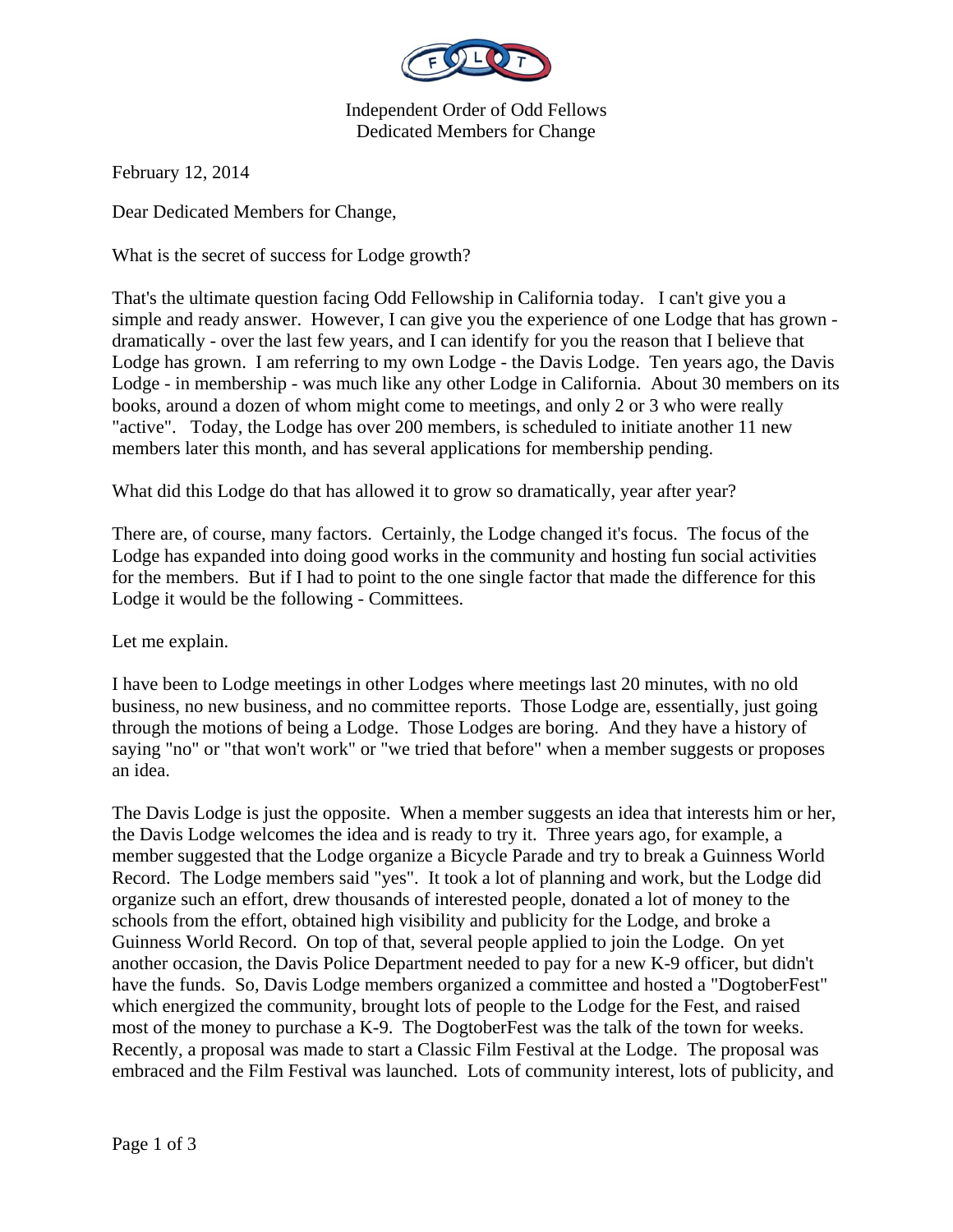Independent Order of Odd Fellows
Dedicated Members for Change

February 12, 2014

Dear Dedicated Members for Change,

What is the secret of success for Lodge growth?

That's the ultimate question facing Odd Fellowship in California today. I can't give you a simple and ready answer. However, I can give you the experience of one Lodge that has grown - dramatically - over the last few years, and I can identify for you the reason that I believe that Lodge has grown. I am referring to my own Lodge - the Davis Lodge. Ten years ago, the Davis Lodge - in membership - was much like any other Lodge in California. About 30 members on its books, around a dozen of whom might come to meetings, and only 2 or 3 who were really "active". Today, the Lodge has over 200 members, is scheduled to initiate another 11 new members later this month, and has several applications for membership pending.

What did this Lodge do that has allowed it to grow so dramatically, year after year?

There are, of course, many factors. Certainly, the Lodge changed it's focus. The focus of the Lodge has expanded into doing good works in the community and hosting fun social activities for the members. But if I had to point to the one single factor that made the difference for this Lodge it would be the following - Committees.

Let me explain.

I have been to Lodge meetings in other Lodges where meetings last 20 minutes, with no old business, no new business, and no committee reports. Those Lodge are, essentially, just going through the motions of being a Lodge. Those Lodges are boring. And they have a history of saying "no" or "that won't work" or "we tried that before" when a member suggests or proposes an idea.

The Davis Lodge is just the opposite. When a member suggests an idea that interests him or her, the Davis Lodge welcomes the idea and is ready to try it. Three years ago, for example, a member suggested that the Lodge organize a Bicycle Parade and try to break a Guinness World Record. The Lodge members said "yes". It took a lot of planning and work, but the Lodge did organize such an effort, drew thousands of interested people, donated a lot of money to the schools from the effort, obtained high visibility and publicity for the Lodge, and broke a Guinness World Record. On top of that, several people applied to join the Lodge. On yet another occasion, the Davis Police Department needed to pay for a new K-9 officer, but didn't have the funds. So, Davis Lodge members organized a committee and hosted a "DogtoberFest" which energized the community, brought lots of people to the Lodge for the Fest, and raised most of the money to purchase a K-9. The DogtoberFest was the talk of the town for weeks. Recently, a proposal was made to start a Classic Film Festival at the Lodge. The proposal was embraced and the Film Festival was launched. Lots of community interest, lots of publicity, and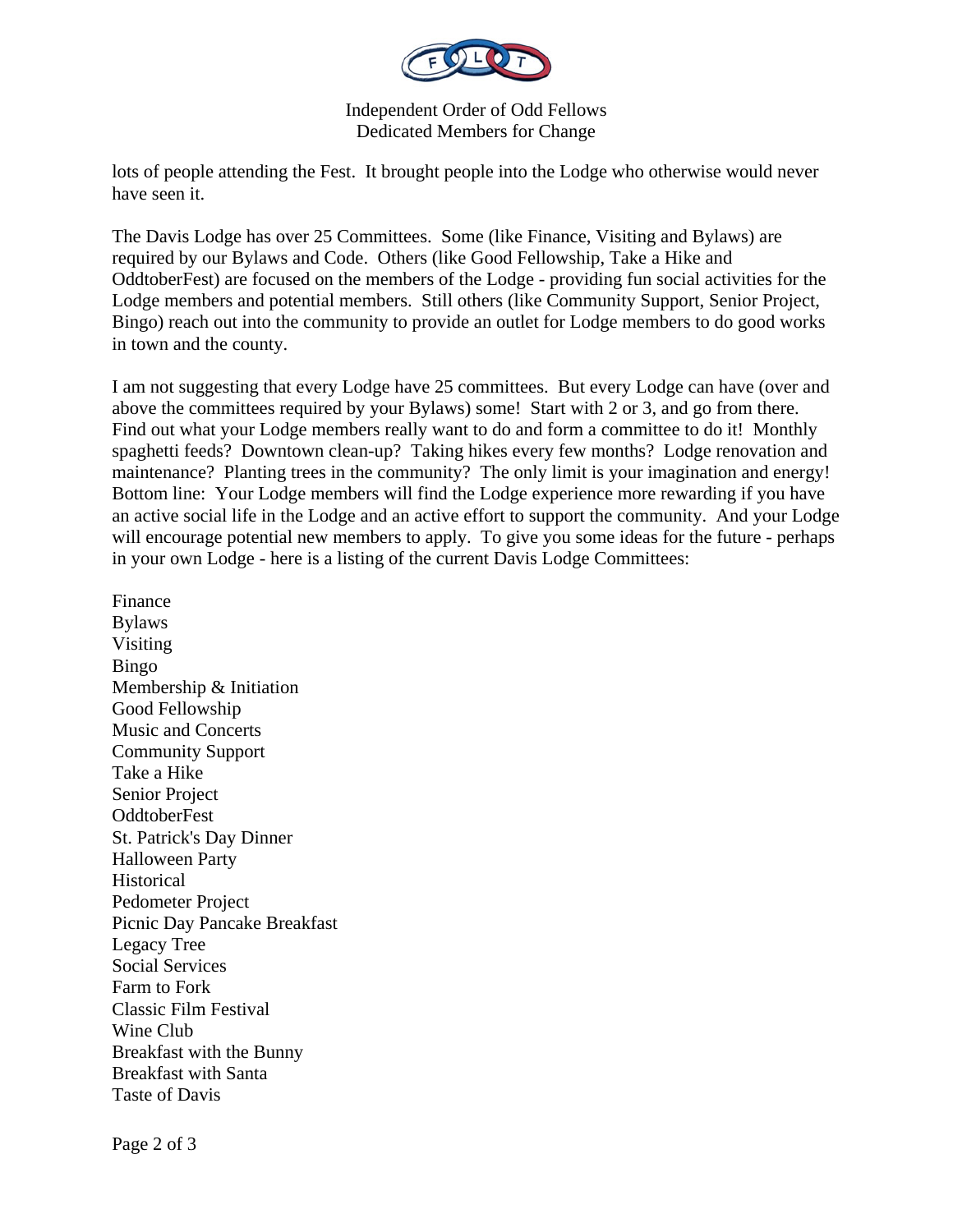lots of people attending the Fest. It brought people into the Lodge who otherwise would never have seen it.

The Davis Lodge has over 25 Committees. Some (like Finance, Visiting and Bylaws) are required by our Bylaws and Code. Others (like Good Fellowship, Take a Hike and OddtoberFest) are focused on the members of the Lodge - providing fun social activities for the Lodge members and potential members. Still others (like Community Support, Senior Project, Bingo) reach out into the community to provide an outlet for Lodge members to do good works in town and the county.

I am not suggesting that every Lodge have 25 committees. But every Lodge can have (over and above the committees required by your Bylaws) some! Start with 2 or 3, and go from there. Find out what your Lodge members really want to do and form a committee to do it! Monthly spaghetti feeds? Downtown clean-up? Taking hikes every few months? Lodge renovation and maintenance? Planting trees in the community? The only limit is your imagination and energy! Bottom line: Your Lodge members will find the Lodge experience more rewarding if you have an active social life in the Lodge and an active effort to support the community. And your Lodge will encourage potential new members to apply. To give you some ideas for the future - perhaps in your own Lodge - here is a listing of the current Davis Lodge Committees:

Finance
Bylaws
Visiting
Bingo
Membership & Initiation
Good Fellowship
Music and Concerts
Community Support
Take a Hike
Senior Project
OddtoberFest
St. Patrick's Day Dinner
Halloween Party
Historical
Pedometer Project
Picnic Day Pancake Breakfast
Legacy Tree
Social Services
Farm to Fork
Classic Film Festival
Wine Club
Breakfast with the Bunny
Breakfast with Santa
Taste of Davis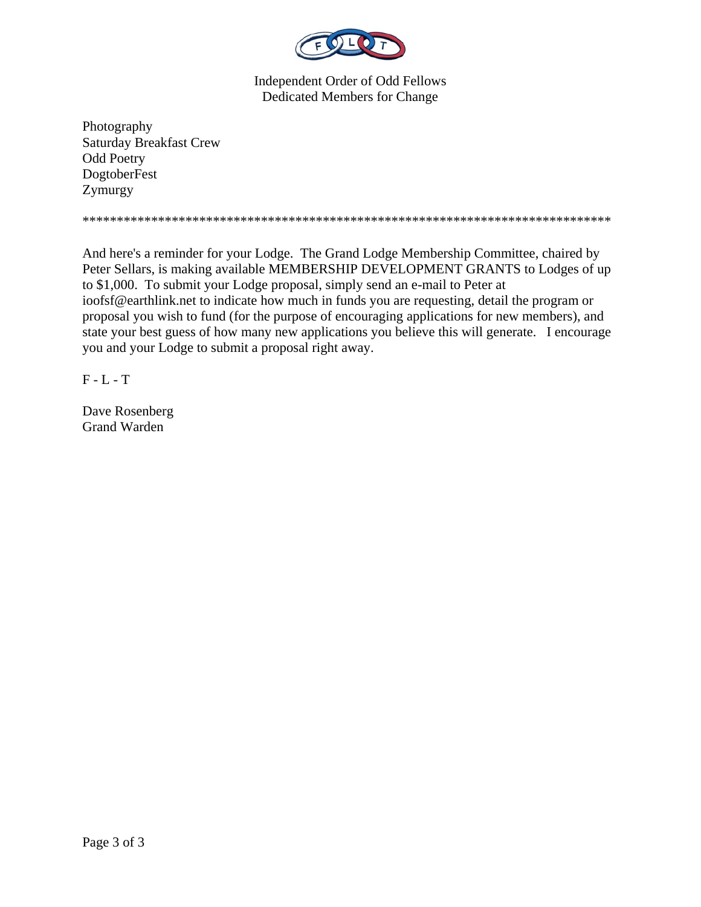Independent Order of Odd Fellows
Dedicated Members for Change

Photography
Saturday Breakfast Crew
Odd Poetry
DogtoberFest
Zymurgy

********************************************************************************

And here's a reminder for your Lodge. The Grand Lodge Membership Committee, chaired by Peter Sellars, is making available MEMBERSHIP DEVELOPMENT GRANTS to Lodges of up to $1,000. To submit your Lodge proposal, simply send an e-mail to Peter at ioofsf@earthlink.net to indicate how much in funds you are requesting, detail the program or proposal you wish to fund (for the purpose of encouraging applications for new members), and state your best guess of how many new applications you believe this will generate. I encourage you and your Lodge to submit a proposal right away.

F - L - T

Dave Rosenberg
Grand Warden